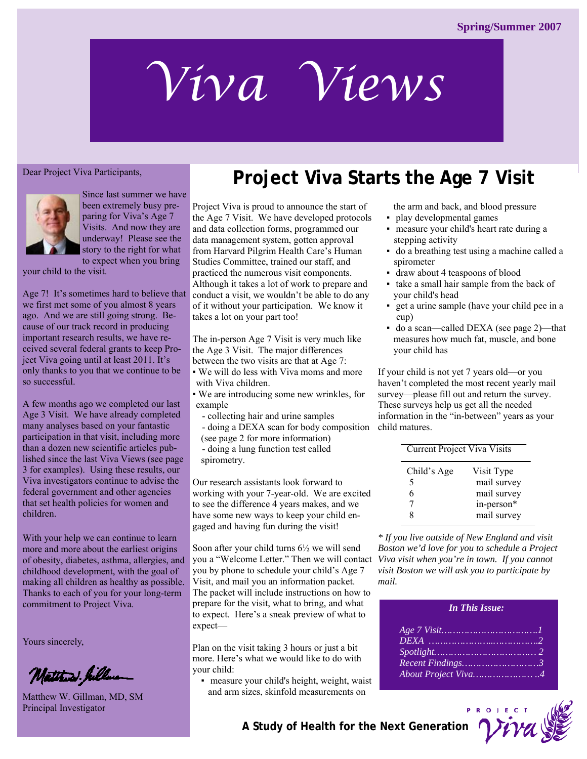Spring/Summer 2007

# Viva Views

Dear Project Viva Participants,

Since last summer we have been extremely busy preparing for Viva's Age 7 Visits. And now they are underway! Please see the story to the right for what to expect when you bring your child to the visit.

Age 7! It's sometimes hard to believe that we first met some of you almost 8 years ago. And we are still going strong. Because of our track record in producing important research results, we have received several federal grants to keep Project Viva going until at least 2011. It's only thanks to you that we continue to be so successful.

A few months ago we completed our last Age 3 Visit. We have already completed many analyses based on your fantastic participation in that visit, including more than a dozen new scientific articles published since the last Viva Views (see page 3 for examples). Using these results, our Viva investigators continue to advise the federal government and other agencies that set health policies for women and children.

With your help we can continue to learn more and more about the earliest origins of obesity, diabetes, asthma, allergies, and childhood development, with the goal of making all children as healthy as possible. Thanks to each of you for your long-term commitment to Project Viva.

Yours sincerely,

Matthew W. Gillman, MD, SM
Principal Investigator

## Project Viva Starts the Age 7 Visit

Project Viva is proud to announce the start of the Age 7 Visit. We have developed protocols and data collection forms, programmed our data management system, gotten approval from Harvard Pilgrim Health Care's Human Studies Committee, trained our staff, and practiced the numerous visit components. Although it takes a lot of work to prepare and conduct a visit, we wouldn't be able to do any of it without your participation. We know it takes a lot on your part too!

The in-person Age 7 Visit is very much like the Age 3 Visit. The major differences between the two visits are that at Age 7:

- We will do less with Viva moms and more with Viva children.
- We are introducing some new wrinkles, for example
  - collecting hair and urine samples
  - doing a DEXA scan for body composition (see page 2 for more information)
  - doing a lung function test called spirometry.

Our research assistants look forward to working with your 7-year-old. We are excited to see the difference 4 years makes, and we have some new ways to keep your child engaged and having fun during the visit!

Soon after your child turns 6½ we will send you a "Welcome Letter." Then we will contact you by phone to schedule your child's Age 7 Visit, and mail you an information packet. The packet will include instructions on how to prepare for the visit, what to bring, and what to expect. Here's a sneak preview of what to expect—

Plan on the visit taking 3 hours or just a bit more. Here's what we would like to do with your child:

- measure your child's height, weight, waist and arm sizes, skinfold measurements on the arm and back, and blood pressure
- play developmental games
- measure your child's heart rate during a stepping activity
- do a breathing test using a machine called a spirometer
- draw about 4 teaspoons of blood
- take a small hair sample from the back of your child's head
- get a urine sample (have your child pee in a cup)
- do a scan—called DEXA (see page 2)—that measures how much fat, muscle, and bone your child has

If your child is not yet 7 years old—or you haven't completed the most recent yearly mail survey—please fill out and return the survey. These surveys help us get all the needed information in the "in-between" years as your child matures.

Current Project Viva Visits

| Child's Age | Visit Type |
|---|---|
| 5 | mail survey |
| 6 | mail survey |
| 7 | in-person* |
| 8 | mail survey |

*\* If you live outside of New England and visit Boston we'd love for you to schedule a Project Viva visit when you're in town. If you cannot visit Boston we will ask you to participate by mail.*

***In This Issue:***

*Age 7 Visit……………………………1*
*DEXA ……………………………………2*
*Spotlight………………………………. 2*
*Recent Findings………………………3*
*About Project Viva…………………. .4*

**A Study of Health for the Next Generation**

PROJECT Viva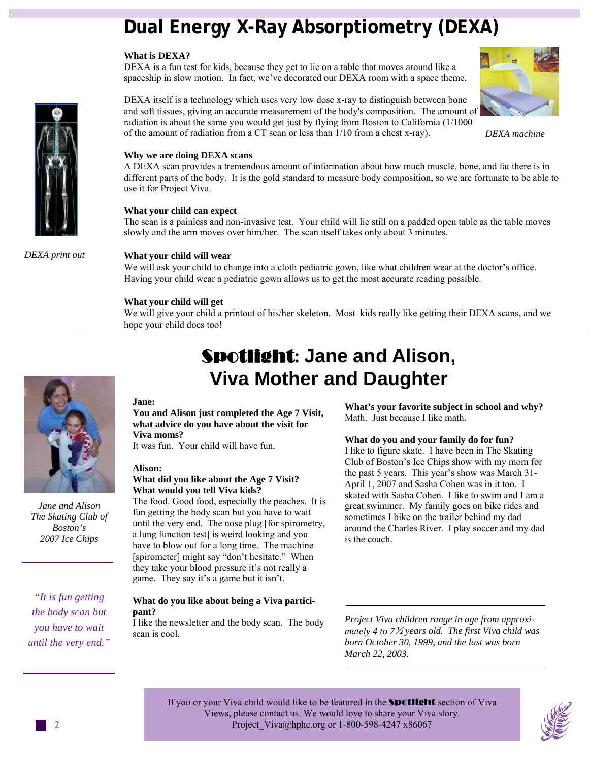# Dual Energy X-Ray Absorptiometry (DEXA)

### What is DEXA?

DEXA is a fun test for kids, because they get to lie on a table that moves around like a spaceship in slow motion. In fact, we've decorated our DEXA room with a space theme.

DEXA itself is a technology which uses very low dose x-ray to distinguish between bone and soft tissues, giving an accurate measurement of the body's composition. The amount of radiation is about the same you would get just by flying from Boston to California (1/1000 of the amount of radiation from a CT scan or less than 1/10 from a chest x-ray).

*DEXA machine*

*DEXA print out*

### Why we are doing DEXA scans

A DEXA scan provides a tremendous amount of information about how much muscle, bone, and fat there is in different parts of the body. It is the gold standard to measure body composition, so we are fortunate to be able to use it for Project Viva.

### What your child can expect

The scan is a painless and non-invasive test. Your child will lie still on a padded open table as the table moves slowly and the arm moves over him/her. The scan itself takes only about 3 minutes.

### What your child will wear

We will ask your child to change into a cloth pediatric gown, like what children wear at the doctor's office. Having your child wear a pediatric gown allows us to get the most accurate reading possible.

### What your child will get

We will give your child a printout of his/her skeleton. Most kids really like getting their DEXA scans, and we hope your child does too!

# Spotlight: Jane and Alison, Viva Mother and Daughter

*Jane and Alison The Skating Club of Boston's 2007 Ice Chips*

**Jane:**

**You and Alison just completed the Age 7 Visit, what advice do you have about the visit for Viva moms?**

It was fun. Your child will have fun.

**Alison:**

**What did you like about the Age 7 Visit? What would you tell Viva kids?**

The food. Good food, especially the peaches. It is fun getting the body scan but you have to wait until the very end. The nose plug [for spirometry, a lung function test] is weird looking and you have to blow out for a long time. The machine [spirometer] might say "don't hesitate." When they take your blood pressure it's not really a game. They say it's a game but it isn't.

**What do you like about being a Viva participant?**

I like the newsletter and the body scan. The body scan is cool.

**What's your favorite subject in school and why?**

Math. Just because I like math.

**What do you and your family do for fun?**

I like to figure skate. I have been in The Skating Club of Boston's Ice Chips show with my mom for the past 5 years. This year's show was March 31-April 1, 2007 and Sasha Cohen was in it too. I skated with Sasha Cohen. I like to swim and I am a great swimmer. My family goes on bike rides and sometimes I bike on the trailer behind my dad around the Charles River. I play soccer and my dad is the coach.

*"It is fun getting the body scan but you have to wait until the very end."*

*Project Viva children range in age from approximately 4 to 7½ years old. The first Viva child was born October 30, 1999, and the last was born March 22, 2003.*

If you or your Viva child would like to be featured in the **Spotlight** section of Viva Views, please contact us. We would love to share your Viva story. Project_Viva@hphc.org or 1-800-598-4247 x86067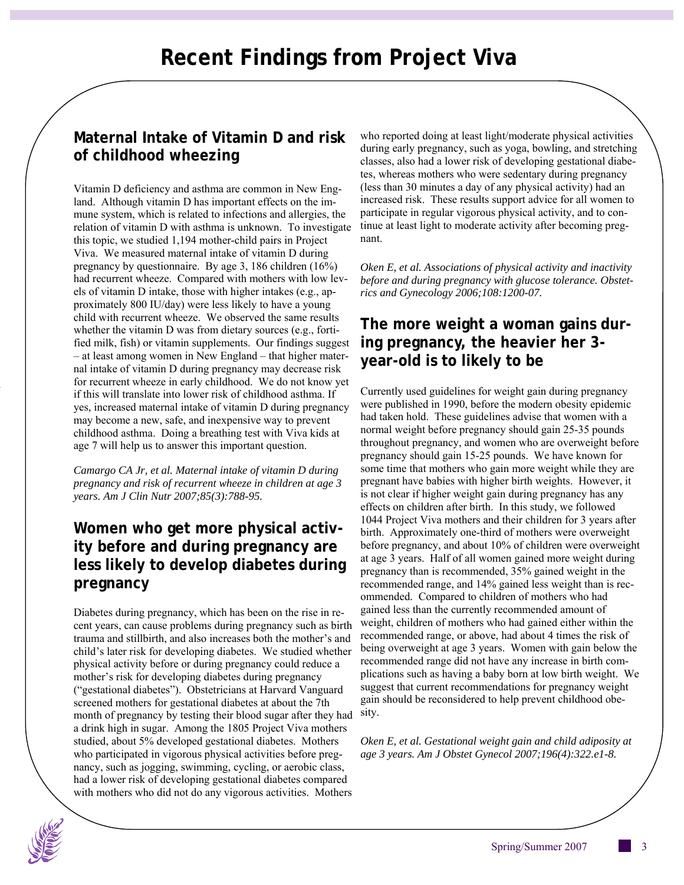# Recent Findings from Project Viva

## Maternal Intake of Vitamin D and risk of childhood wheezing

Vitamin D deficiency and asthma are common in New England. Although vitamin D has important effects on the immune system, which is related to infections and allergies, the relation of vitamin D with asthma is unknown. To investigate this topic, we studied 1,194 mother-child pairs in Project Viva. We measured maternal intake of vitamin D during pregnancy by questionnaire. By age 3, 186 children (16%) had recurrent wheeze. Compared with mothers with low levels of vitamin D intake, those with higher intakes (e.g., approximately 800 IU/day) were less likely to have a young child with recurrent wheeze. We observed the same results whether the vitamin D was from dietary sources (e.g., fortified milk, fish) or vitamin supplements. Our findings suggest – at least among women in New England – that higher maternal intake of vitamin D during pregnancy may decrease risk for recurrent wheeze in early childhood. We do not know yet if this will translate into lower risk of childhood asthma. If yes, increased maternal intake of vitamin D during pregnancy may become a new, safe, and inexpensive way to prevent childhood asthma. Doing a breathing test with Viva kids at age 7 will help us to answer this important question.

*Camargo CA Jr, et al. Maternal intake of vitamin D during pregnancy and risk of recurrent wheeze in children at age 3 years. Am J Clin Nutr 2007;85(3):788-95.*

## Women who get more physical activity before and during pregnancy are less likely to develop diabetes during pregnancy

Diabetes during pregnancy, which has been on the rise in recent years, can cause problems during pregnancy such as birth trauma and stillbirth, and also increases both the mother's and child's later risk for developing diabetes. We studied whether physical activity before or during pregnancy could reduce a mother's risk for developing diabetes during pregnancy ("gestational diabetes"). Obstetricians at Harvard Vanguard screened mothers for gestational diabetes at about the 7th month of pregnancy by testing their blood sugar after they had a drink high in sugar. Among the 1805 Project Viva mothers studied, about 5% developed gestational diabetes. Mothers who participated in vigorous physical activities before pregnancy, such as jogging, swimming, cycling, or aerobic class, had a lower risk of developing gestational diabetes compared with mothers who did not do any vigorous activities. Mothers who reported doing at least light/moderate physical activities during early pregnancy, such as yoga, bowling, and stretching classes, also had a lower risk of developing gestational diabetes, whereas mothers who were sedentary during pregnancy (less than 30 minutes a day of any physical activity) had an increased risk. These results support advice for all women to participate in regular vigorous physical activity, and to continue at least light to moderate activity after becoming pregnant.

*Oken E, et al. Associations of physical activity and inactivity before and during pregnancy with glucose tolerance. Obstetrics and Gynecology 2006;108:1200-07.*

## The more weight a woman gains during pregnancy, the heavier her 3-year-old is to likely to be

Currently used guidelines for weight gain during pregnancy were published in 1990, before the modern obesity epidemic had taken hold. These guidelines advise that women with a normal weight before pregnancy should gain 25-35 pounds throughout pregnancy, and women who are overweight before pregnancy should gain 15-25 pounds. We have known for some time that mothers who gain more weight while they are pregnant have babies with higher birth weights. However, it is not clear if higher weight gain during pregnancy has any effects on children after birth. In this study, we followed 1044 Project Viva mothers and their children for 3 years after birth. Approximately one-third of mothers were overweight before pregnancy, and about 10% of children were overweight at age 3 years. Half of all women gained more weight during pregnancy than is recommended, 35% gained weight in the recommended range, and 14% gained less weight than is recommended. Compared to children of mothers who had gained less than the currently recommended amount of weight, children of mothers who had gained either within the recommended range, or above, had about 4 times the risk of being overweight at age 3 years. Women with gain below the recommended range did not have any increase in birth complications such as having a baby born at low birth weight. We suggest that current recommendations for pregnancy weight gain should be reconsidered to help prevent childhood obesity.

*Oken E, et al. Gestational weight gain and child adiposity at age 3 years. Am J Obstet Gynecol 2007;196(4):322.e1-8.*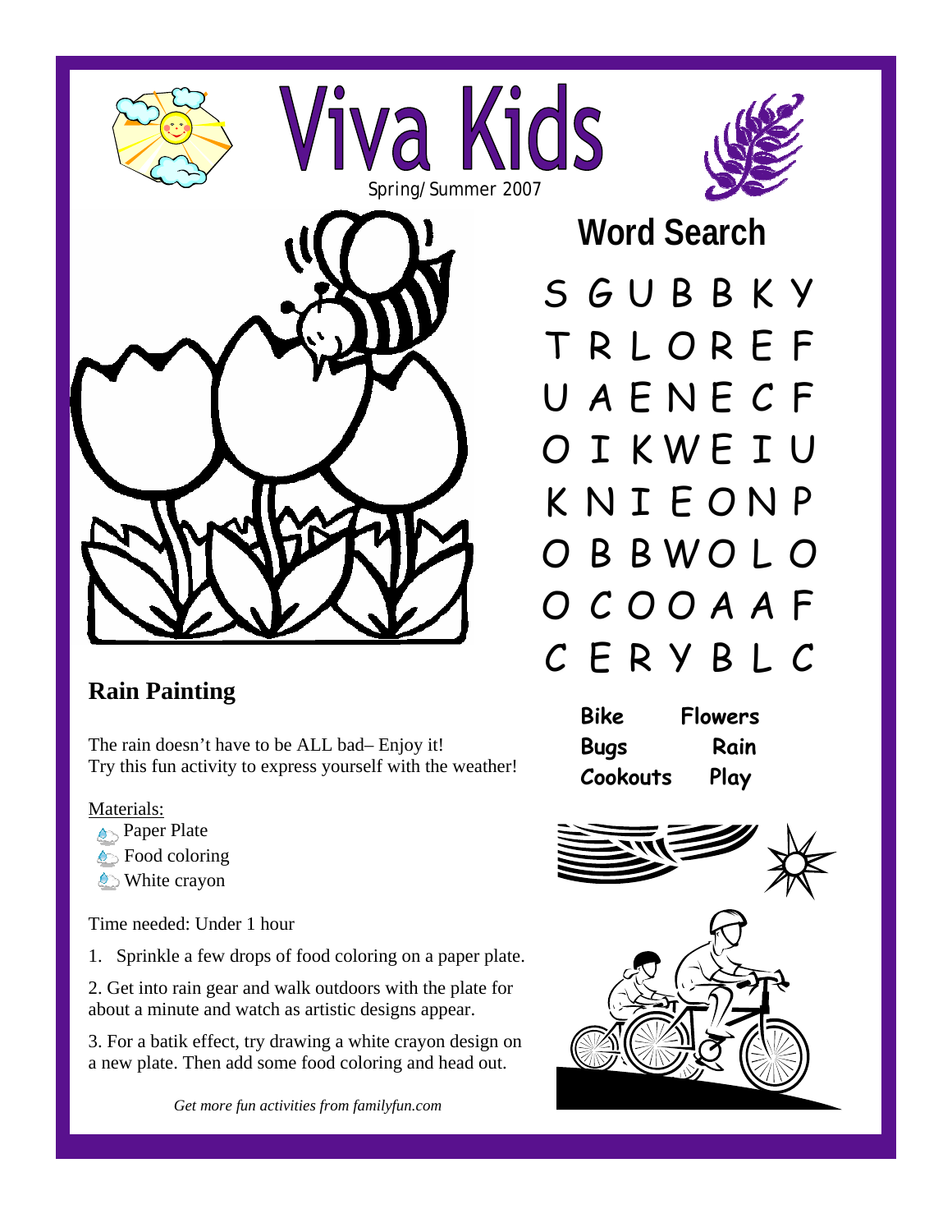# Viva Kids

Spring/Summer 2007

## Word Search

| | | | | | | |
|---|---|---|---|---|---|---|
| S | G | U | B | B | K | Y |
| T | R | L | O | R | E | F |
| U | A | E | N | E | C | F |
| O | I | K | W | E | I | U |
| K | N | I | E | O | N | P |
| O | B | B | W | O | L | O |
| O | C | O | O | A | A | F |
| C | E | R | Y | B | L | C |

| | |
|---|---|
| **Bike** | **Flowers** |
| **Bugs** | **Rain** |
| **Cookouts** | **Play** |

## Rain Painting

The rain doesn't have to be ALL bad– Enjoy it!
Try this fun activity to express yourself with the weather!

Materials:

- Paper Plate
- Food coloring
- White crayon

Time needed: Under 1 hour

1. Sprinkle a few drops of food coloring on a paper plate.

2. Get into rain gear and walk outdoors with the plate for about a minute and watch as artistic designs appear.

3. For a batik effect, try drawing a white crayon design on a new plate. Then add some food coloring and head out.

*Get more fun activities from familyfun.com*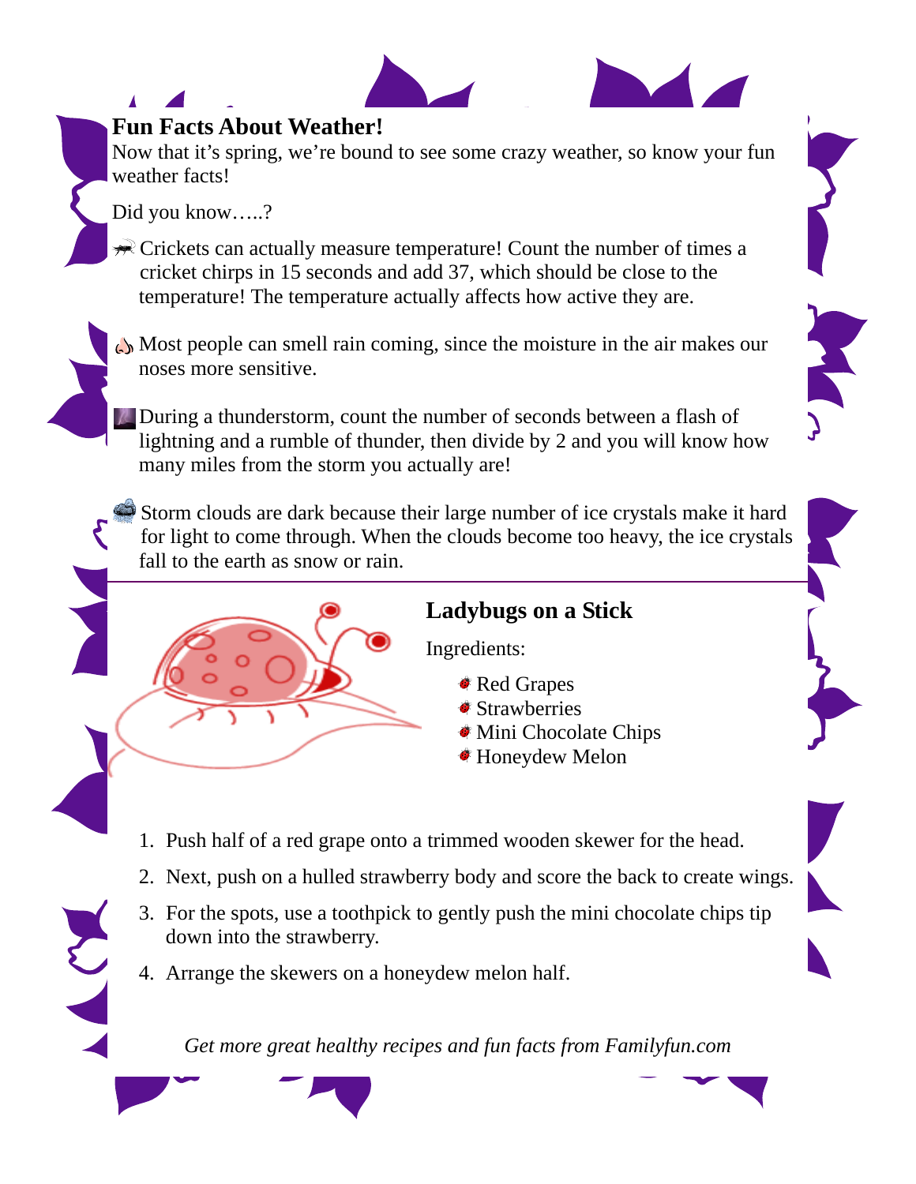## Fun Facts About Weather!

Now that it's spring, we're bound to see some crazy weather, so know your fun weather facts!

Did you know…..?

- Crickets can actually measure temperature! Count the number of times a cricket chirps in 15 seconds and add 37, which should be close to the temperature! The temperature actually affects how active they are.

- Most people can smell rain coming, since the moisture in the air makes our noses more sensitive.

- During a thunderstorm, count the number of seconds between a flash of lightning and a rumble of thunder, then divide by 2 and you will know how many miles from the storm you actually are!

- Storm clouds are dark because their large number of ice crystals make it hard for light to come through. When the clouds become too heavy, the ice crystals fall to the earth as snow or rain.

---

## Ladybugs on a Stick

Ingredients:

- Red Grapes
- Strawberries
- Mini Chocolate Chips
- Honeydew Melon

1. Push half of a red grape onto a trimmed wooden skewer for the head.
2. Next, push on a hulled strawberry body and score the back to create wings.
3. For the spots, use a toothpick to gently push the mini chocolate chips tip down into the strawberry.
4. Arrange the skewers on a honeydew melon half.

*Get more great healthy recipes and fun facts from Familyfun.com*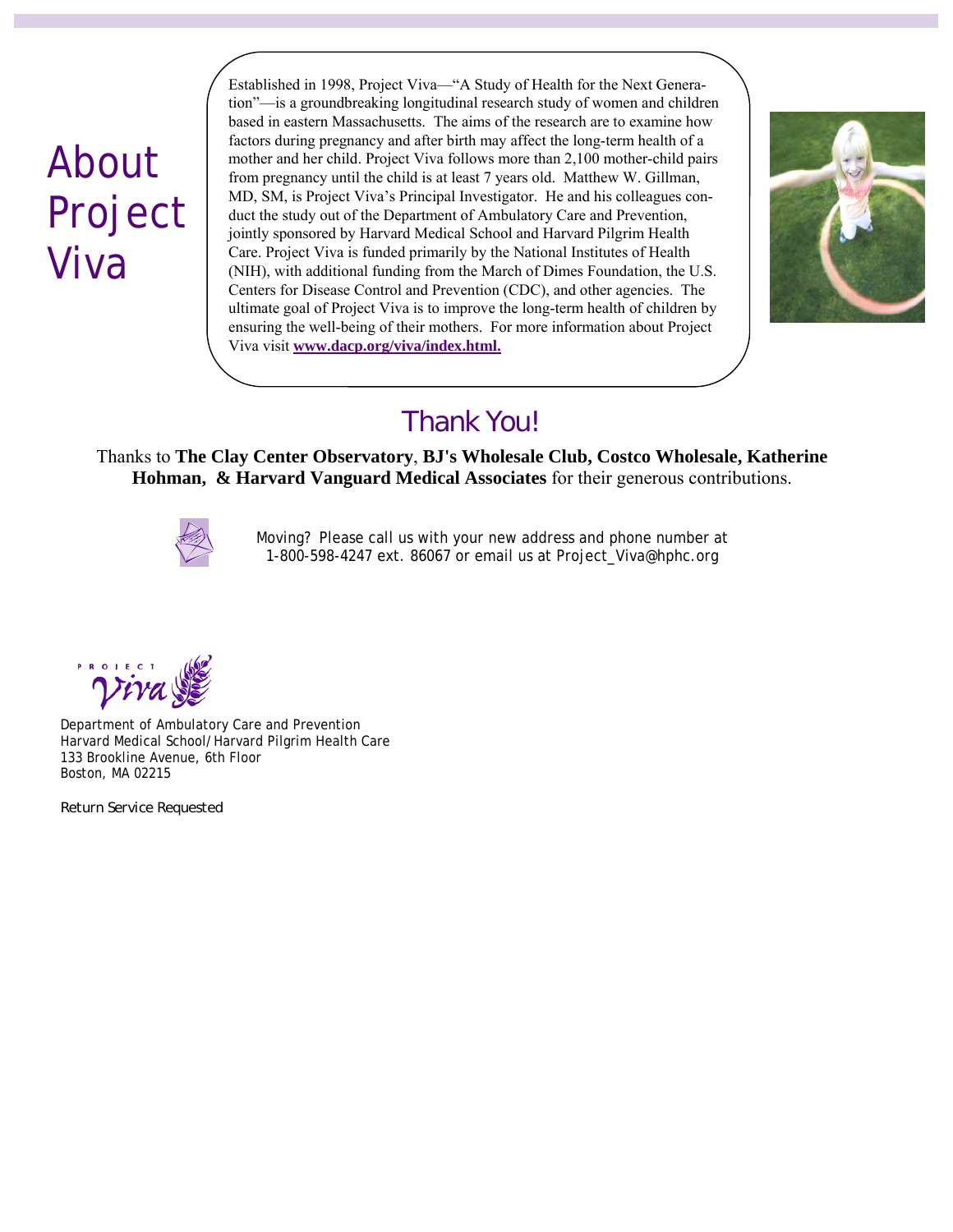# About Project Viva

Established in 1998, Project Viva—"A Study of Health for the Next Generation"—is a groundbreaking longitudinal research study of women and children based in eastern Massachusetts. The aims of the research are to examine how factors during pregnancy and after birth may affect the long-term health of a mother and her child. Project Viva follows more than 2,100 mother-child pairs from pregnancy until the child is at least 7 years old. Matthew W. Gillman, MD, SM, is Project Viva's Principal Investigator. He and his colleagues conduct the study out of the Department of Ambulatory Care and Prevention, jointly sponsored by Harvard Medical School and Harvard Pilgrim Health Care. Project Viva is funded primarily by the National Institutes of Health (NIH), with additional funding from the March of Dimes Foundation, the U.S. Centers for Disease Control and Prevention (CDC), and other agencies. The ultimate goal of Project Viva is to improve the long-term health of children by ensuring the well-being of their mothers. For more information about Project Viva visit **www.dacp.org/viva/index.html.**

## Thank You!

Thanks to **The Clay Center Observatory**, **BJ's Wholesale Club, Costco Wholesale, Katherine Hohman, & Harvard Vanguard Medical Associates** for their generous contributions.

Moving? Please call us with your new address and phone number at 1-800-598-4247 ext. 86067 or email us at Project_Viva@hphc.org

PROJECT Viva

Department of Ambulatory Care and Prevention
Harvard Medical School/Harvard Pilgrim Health Care
133 Brookline Avenue, 6th Floor
Boston, MA 02215

Return Service Requested